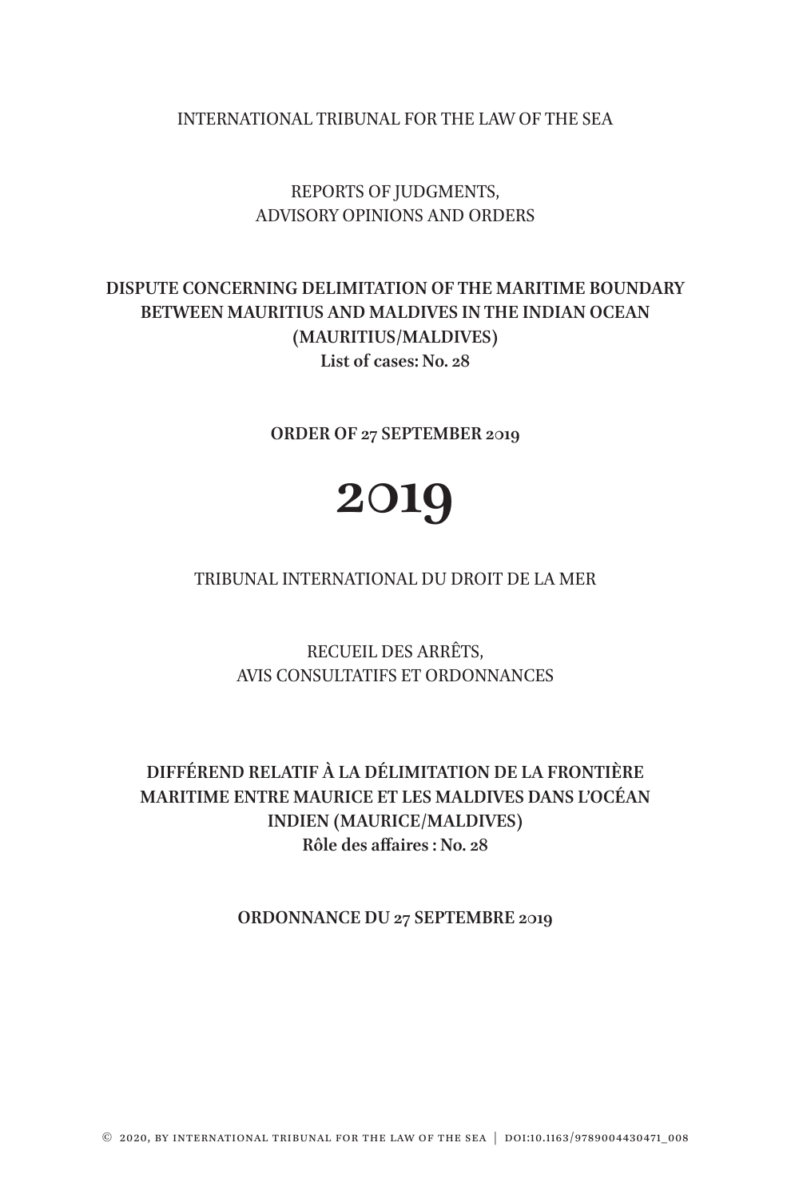INTERNATIONAL TRIBUNAL FOR THE LAW OF THE SEA

REPORTS OF JUDGMENTS,
ADVISORY OPINIONS AND ORDERS

**DISPUTE CONCERNING DELIMITATION OF THE MARITIME BOUNDARY BETWEEN MAURITIUS AND MALDIVES IN THE INDIAN OCEAN (MAURITIUS/MALDIVES)**
**List of cases: No. 28**

**ORDER OF 27 SEPTEMBER 2019**

# 2019

TRIBUNAL INTERNATIONAL DU DROIT DE LA MER

RECUEIL DES ARRÊTS,
AVIS CONSULTATIFS ET ORDONNANCES

**DIFFÉREND RELATIF À LA DÉLIMITATION DE LA FRONTIÈRE MARITIME ENTRE MAURICE ET LES MALDIVES DANS L'OCÉAN INDIEN (MAURICE/MALDIVES)**
**Rôle des affaires : No. 28**

**ORDONNANCE DU 27 SEPTEMBRE 2019**

© 2020, BY INTERNATIONAL TRIBUNAL FOR THE LAW OF THE SEA | DOI:10.1163/9789004430471_008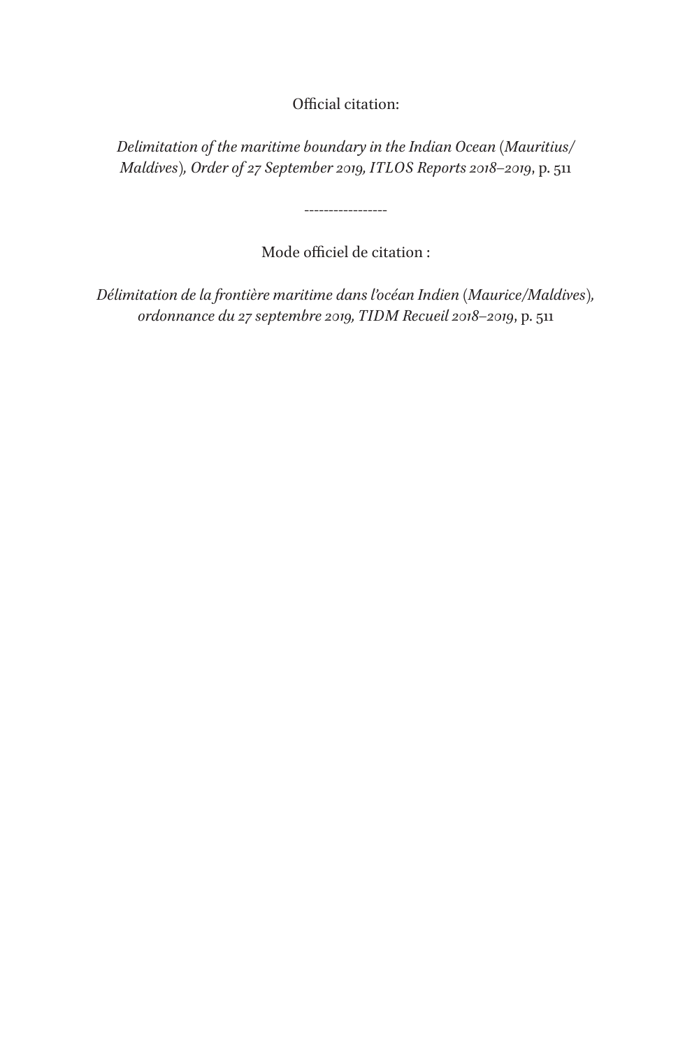Official citation:

*Delimitation of the maritime boundary in the Indian Ocean* (*Mauritius/ Maldives*)*, Order of 27 September 2019, ITLOS Reports 2018–2019*, p. 511

-----------------

Mode officiel de citation :

*Délimitation de la frontière maritime dans l'océan Indien* (*Maurice/Maldives*)*, ordonnance du 27 septembre 2019, TIDM Recueil 2018–2019*, p. 511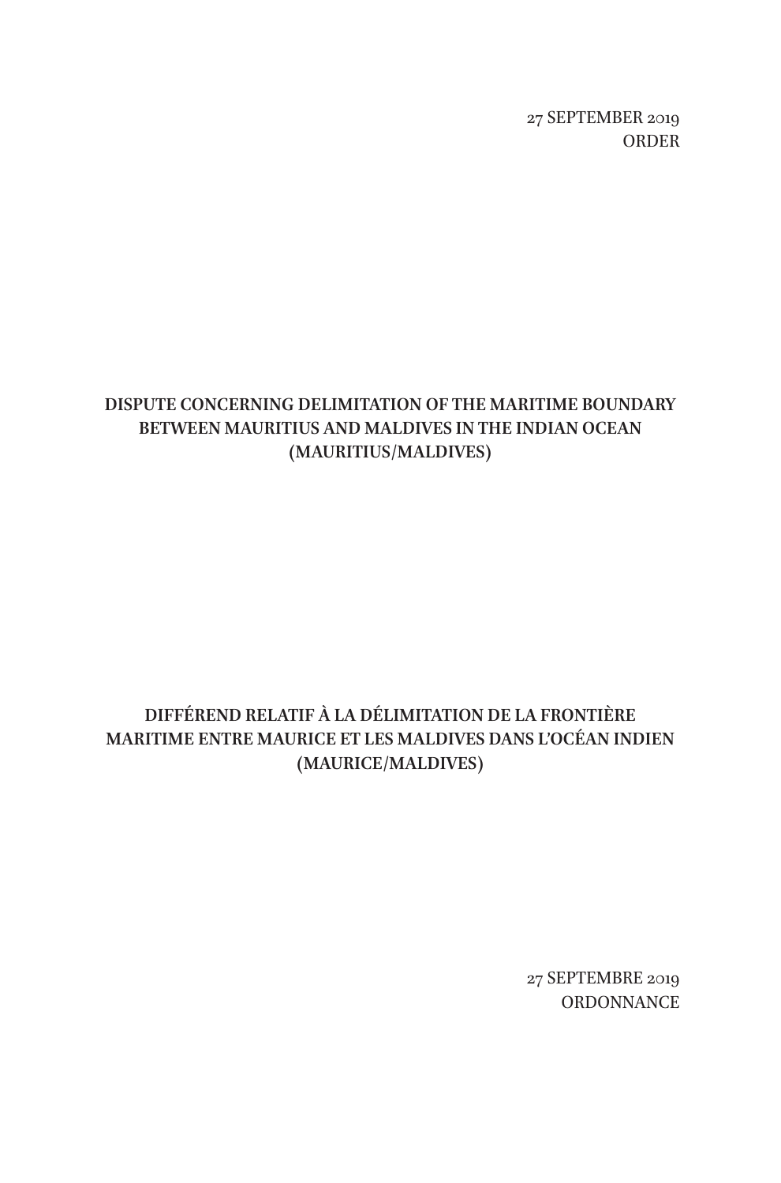27 SEPTEMBER 2019
ORDER

# DISPUTE CONCERNING DELIMITATION OF THE MARITIME BOUNDARY BETWEEN MAURITIUS AND MALDIVES IN THE INDIAN OCEAN (MAURITIUS/MALDIVES)

# DIFFÉREND RELATIF À LA DÉLIMITATION DE LA FRONTIÈRE MARITIME ENTRE MAURICE ET LES MALDIVES DANS L'OCÉAN INDIEN (MAURICE/MALDIVES)

27 SEPTEMBRE 2019
ORDONNANCE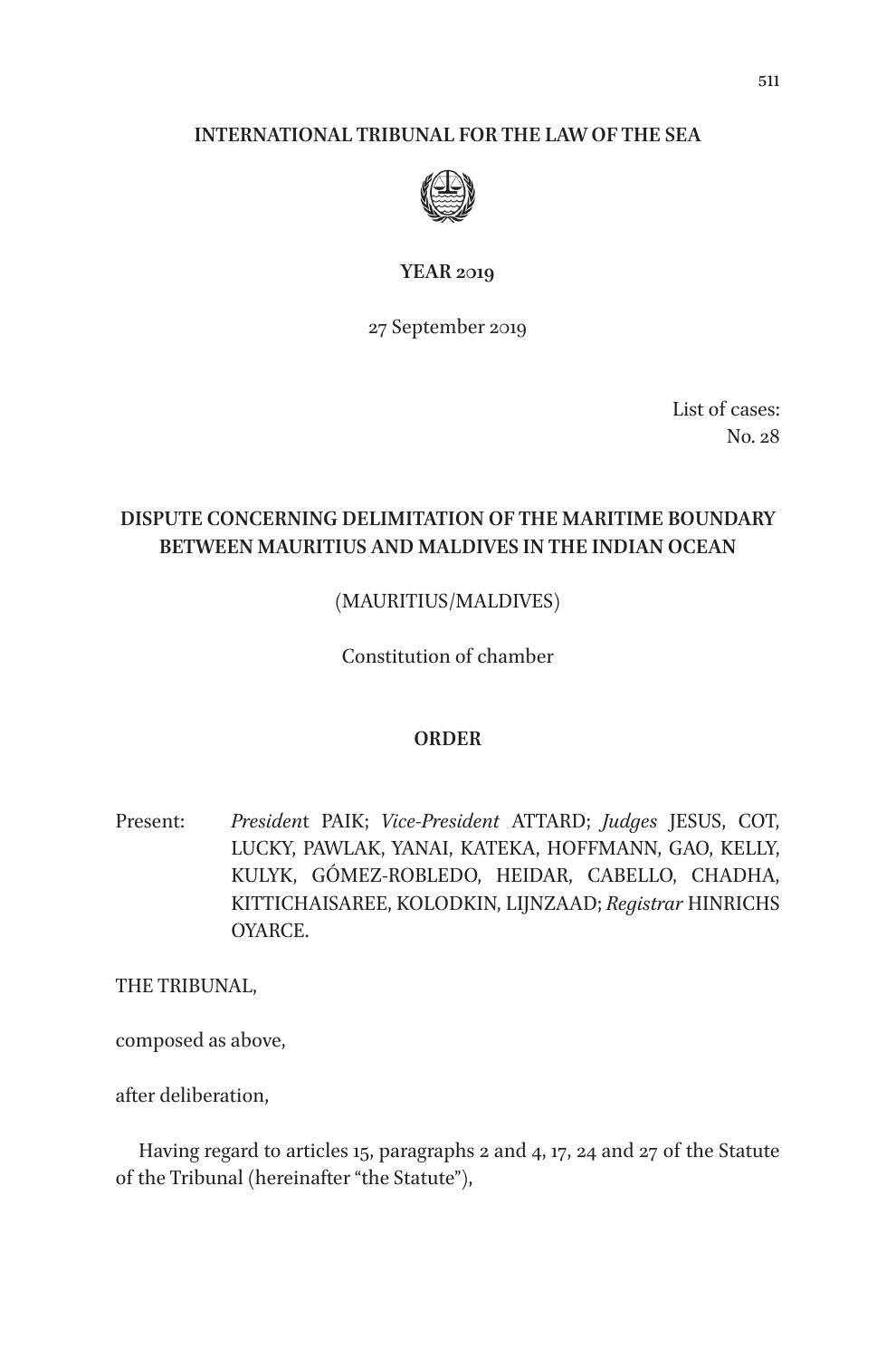**INTERNATIONAL TRIBUNAL FOR THE LAW OF THE SEA**

**YEAR 2019**

27 September 2019

List of cases:
No. 28

**DISPUTE CONCERNING DELIMITATION OF THE MARITIME BOUNDARY BETWEEN MAURITIUS AND MALDIVES IN THE INDIAN OCEAN**

(MAURITIUS/MALDIVES)

Constitution of chamber

**ORDER**

Present: *President* PAIK; *Vice-President* ATTARD; *Judges* JESUS, COT, LUCKY, PAWLAK, YANAI, KATEKA, HOFFMANN, GAO, KELLY, KULYK, GÓMEZ-ROBLEDO, HEIDAR, CABELLO, CHADHA, KITTICHAISAREE, KOLODKIN, LIJNZAAD; *Registrar* HINRICHS OYARCE.

THE TRIBUNAL,

composed as above,

after deliberation,

Having regard to articles 15, paragraphs 2 and 4, 17, 24 and 27 of the Statute of the Tribunal (hereinafter "the Statute"),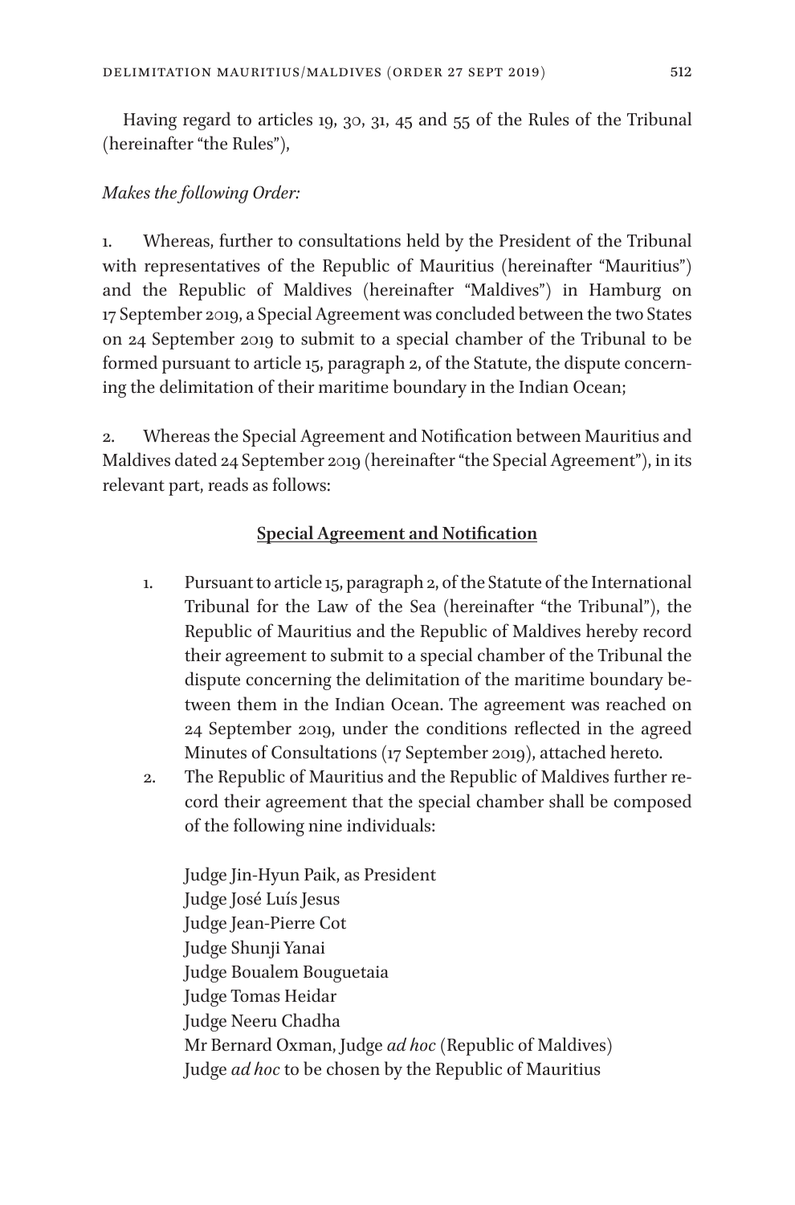Having regard to articles 19, 30, 31, 45 and 55 of the Rules of the Tribunal (hereinafter "the Rules"),

*Makes the following Order:*

1. Whereas, further to consultations held by the President of the Tribunal with representatives of the Republic of Mauritius (hereinafter "Mauritius") and the Republic of Maldives (hereinafter "Maldives") in Hamburg on 17 September 2019, a Special Agreement was concluded between the two States on 24 September 2019 to submit to a special chamber of the Tribunal to be formed pursuant to article 15, paragraph 2, of the Statute, the dispute concerning the delimitation of their maritime boundary in the Indian Ocean;

2. Whereas the Special Agreement and Notification between Mauritius and Maldives dated 24 September 2019 (hereinafter "the Special Agreement"), in its relevant part, reads as follows:

**Special Agreement and Notification**

1. Pursuant to article 15, paragraph 2, of the Statute of the International Tribunal for the Law of the Sea (hereinafter "the Tribunal"), the Republic of Mauritius and the Republic of Maldives hereby record their agreement to submit to a special chamber of the Tribunal the dispute concerning the delimitation of the maritime boundary between them in the Indian Ocean. The agreement was reached on 24 September 2019, under the conditions reflected in the agreed Minutes of Consultations (17 September 2019), attached hereto.
2. The Republic of Mauritius and the Republic of Maldives further record their agreement that the special chamber shall be composed of the following nine individuals:

   Judge Jin-Hyun Paik, as President
   Judge José Luís Jesus
   Judge Jean-Pierre Cot
   Judge Shunji Yanai
   Judge Boualem Bouguetaia
   Judge Tomas Heidar
   Judge Neeru Chadha
   Mr Bernard Oxman, Judge *ad hoc* (Republic of Maldives)
   Judge *ad hoc* to be chosen by the Republic of Mauritius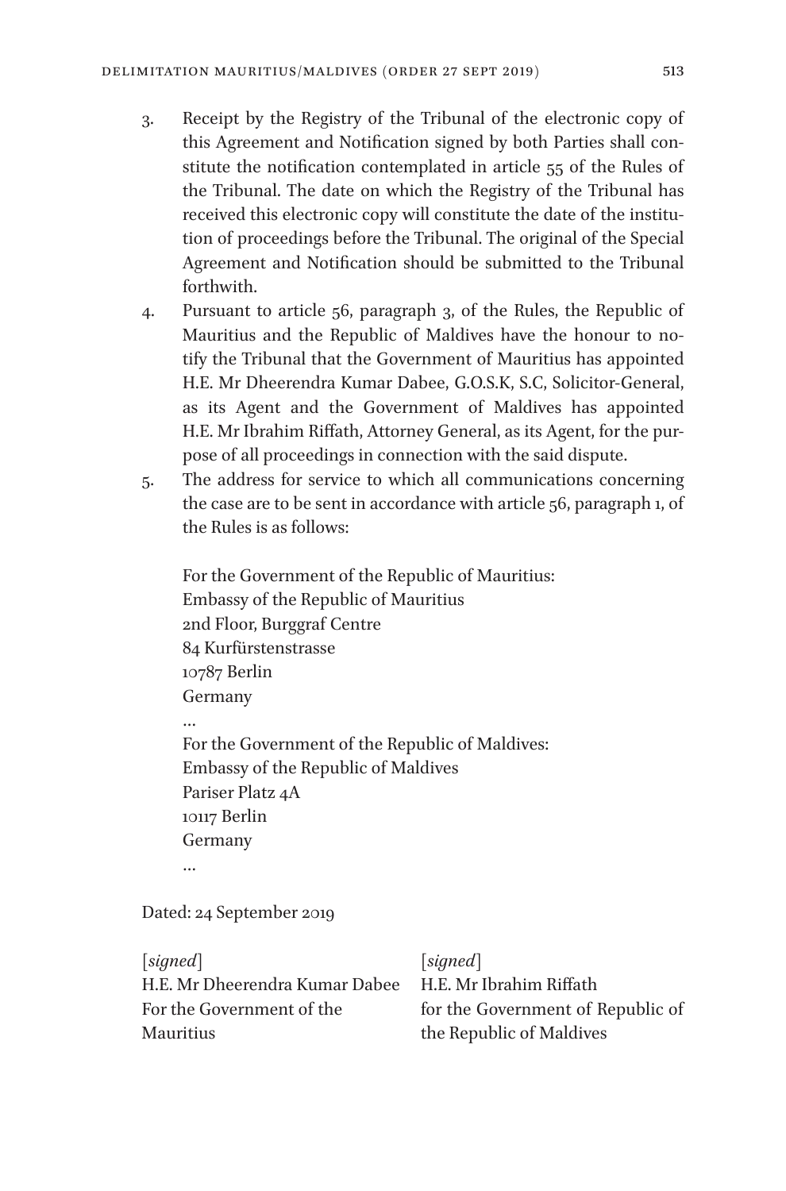3. Receipt by the Registry of the Tribunal of the electronic copy of this Agreement and Notification signed by both Parties shall constitute the notification contemplated in article 55 of the Rules of the Tribunal. The date on which the Registry of the Tribunal has received this electronic copy will constitute the date of the institution of proceedings before the Tribunal. The original of the Special Agreement and Notification should be submitted to the Tribunal forthwith.
4. Pursuant to article 56, paragraph 3, of the Rules, the Republic of Mauritius and the Republic of Maldives have the honour to notify the Tribunal that the Government of Mauritius has appointed H.E. Mr Dheerendra Kumar Dabee, G.O.S.K, S.C, Solicitor-General, as its Agent and the Government of Maldives has appointed H.E. Mr Ibrahim Riffath, Attorney General, as its Agent, for the purpose of all proceedings in connection with the said dispute.
5. The address for service to which all communications concerning the case are to be sent in accordance with article 56, paragraph 1, of the Rules is as follows:

   For the Government of the Republic of Mauritius:
   Embassy of the Republic of Mauritius
   2nd Floor, Burggraf Centre
   84 Kurfürstenstrasse
   10787 Berlin
   Germany
   …
   For the Government of the Republic of Maldives:
   Embassy of the Republic of Maldives
   Pariser Platz 4A
   10117 Berlin
   Germany
   …

Dated: 24 September 2019

[*signed*]
H.E. Mr Dheerendra Kumar Dabee
For the Government of the Mauritius

[*signed*]
H.E. Mr Ibrahim Riffath
for the Government of Republic of the Republic of Maldives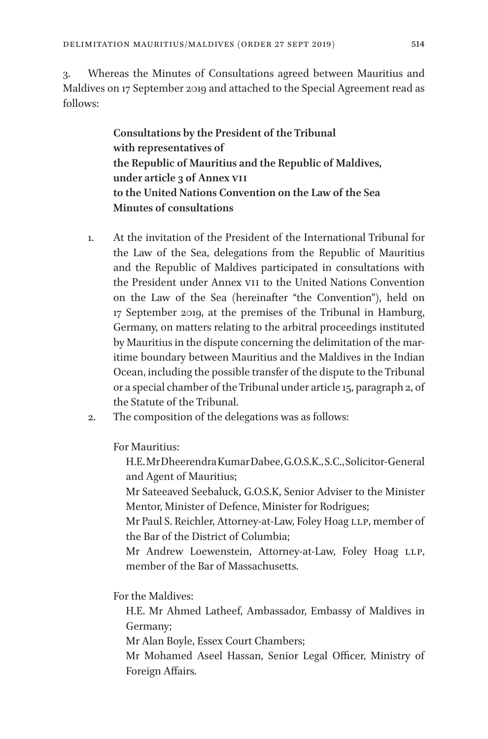3. Whereas the Minutes of Consultations agreed between Mauritius and Maldives on 17 September 2019 and attached to the Special Agreement read as follows:

> **Consultations by the President of the Tribunal with representatives of the Republic of Mauritius and the Republic of Maldives, under article 3 of Annex VII to the United Nations Convention on the Law of the Sea Minutes of consultations**
>
> 1. At the invitation of the President of the International Tribunal for the Law of the Sea, delegations from the Republic of Mauritius and the Republic of Maldives participated in consultations with the President under Annex VII to the United Nations Convention on the Law of the Sea (hereinafter "the Convention"), held on 17 September 2019, at the premises of the Tribunal in Hamburg, Germany, on matters relating to the arbitral proceedings instituted by Mauritius in the dispute concerning the delimitation of the maritime boundary between Mauritius and the Maldives in the Indian Ocean, including the possible transfer of the dispute to the Tribunal or a special chamber of the Tribunal under article 15, paragraph 2, of the Statute of the Tribunal.
> 2. The composition of the delegations was as follows:
>
> For Mauritius:
>
> H.E. Mr Dheerendra Kumar Dabee, G.O.S.K., S.C., Solicitor-General and Agent of Mauritius;
>
> Mr Sateeaved Seebaluck, G.O.S.K, Senior Adviser to the Minister Mentor, Minister of Defence, Minister for Rodrigues;
>
> Mr Paul S. Reichler, Attorney-at-Law, Foley Hoag LLP, member of the Bar of the District of Columbia;
>
> Mr Andrew Loewenstein, Attorney-at-Law, Foley Hoag LLP, member of the Bar of Massachusetts.
>
> For the Maldives:
>
> H.E. Mr Ahmed Latheef, Ambassador, Embassy of Maldives in Germany;
>
> Mr Alan Boyle, Essex Court Chambers;
>
> Mr Mohamed Aseel Hassan, Senior Legal Officer, Ministry of Foreign Affairs.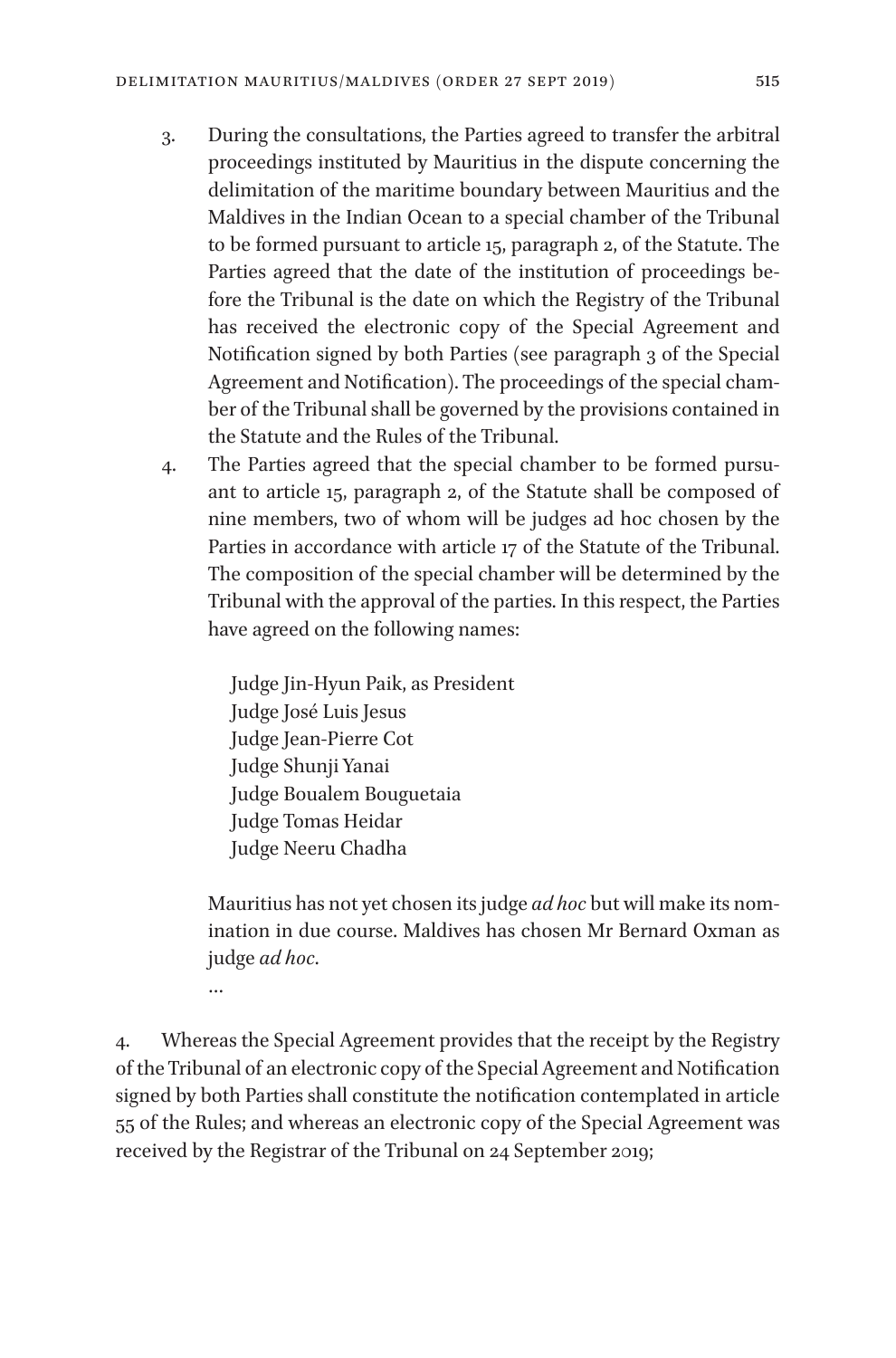3. During the consultations, the Parties agreed to transfer the arbitral proceedings instituted by Mauritius in the dispute concerning the delimitation of the maritime boundary between Mauritius and the Maldives in the Indian Ocean to a special chamber of the Tribunal to be formed pursuant to article 15, paragraph 2, of the Statute. The Parties agreed that the date of the institution of proceedings before the Tribunal is the date on which the Registry of the Tribunal has received the electronic copy of the Special Agreement and Notification signed by both Parties (see paragraph 3 of the Special Agreement and Notification). The proceedings of the special chamber of the Tribunal shall be governed by the provisions contained in the Statute and the Rules of the Tribunal.
4. The Parties agreed that the special chamber to be formed pursuant to article 15, paragraph 2, of the Statute shall be composed of nine members, two of whom will be judges ad hoc chosen by the Parties in accordance with article 17 of the Statute of the Tribunal. The composition of the special chamber will be determined by the Tribunal with the approval of the parties. In this respect, the Parties have agreed on the following names:

   Judge Jin-Hyun Paik, as President
   Judge José Luis Jesus
   Judge Jean-Pierre Cot
   Judge Shunji Yanai
   Judge Boualem Bouguetaia
   Judge Tomas Heidar
   Judge Neeru Chadha

   Mauritius has not yet chosen its judge *ad hoc* but will make its nomination in due course. Maldives has chosen Mr Bernard Oxman as judge *ad hoc*.

   …

4. Whereas the Special Agreement provides that the receipt by the Registry of the Tribunal of an electronic copy of the Special Agreement and Notification signed by both Parties shall constitute the notification contemplated in article 55 of the Rules; and whereas an electronic copy of the Special Agreement was received by the Registrar of the Tribunal on 24 September 2019;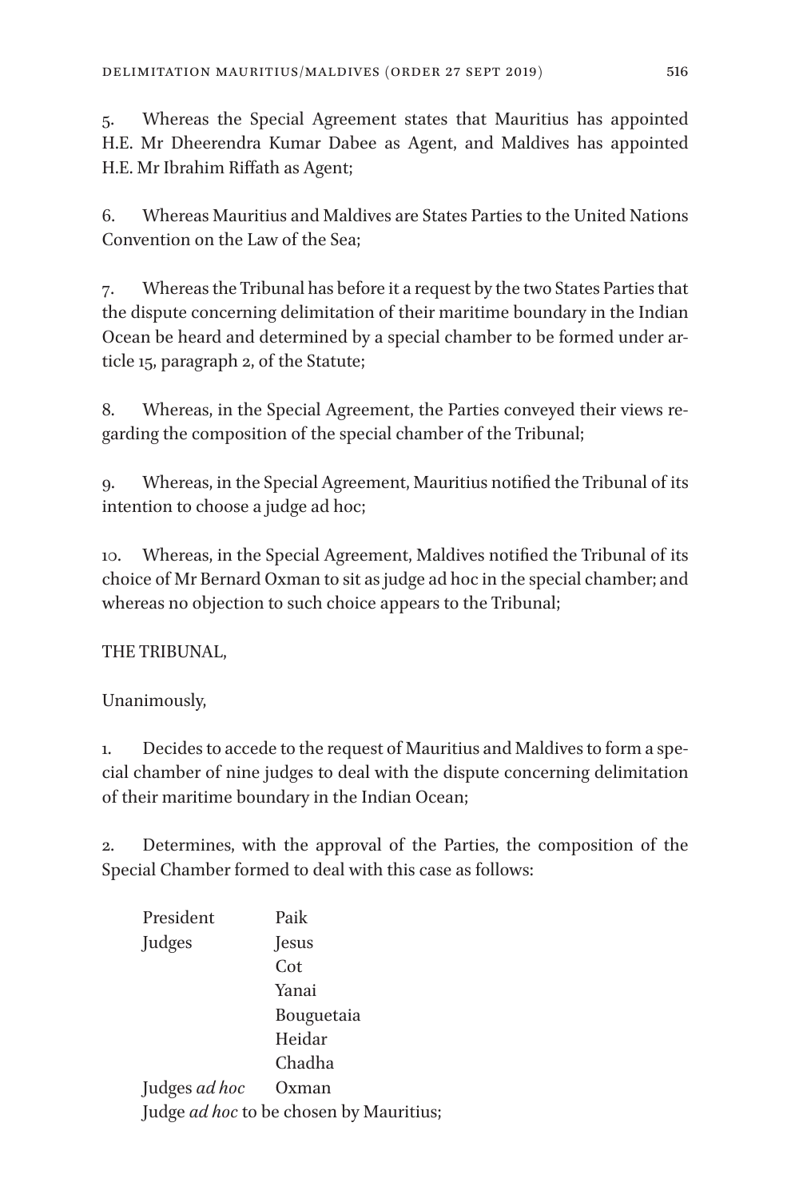5. Whereas the Special Agreement states that Mauritius has appointed H.E. Mr Dheerendra Kumar Dabee as Agent, and Maldives has appointed H.E. Mr Ibrahim Riffath as Agent;

6. Whereas Mauritius and Maldives are States Parties to the United Nations Convention on the Law of the Sea;

7. Whereas the Tribunal has before it a request by the two States Parties that the dispute concerning delimitation of their maritime boundary in the Indian Ocean be heard and determined by a special chamber to be formed under article 15, paragraph 2, of the Statute;

8. Whereas, in the Special Agreement, the Parties conveyed their views regarding the composition of the special chamber of the Tribunal;

9. Whereas, in the Special Agreement, Mauritius notified the Tribunal of its intention to choose a judge ad hoc;

10. Whereas, in the Special Agreement, Maldives notified the Tribunal of its choice of Mr Bernard Oxman to sit as judge ad hoc in the special chamber; and whereas no objection to such choice appears to the Tribunal;

THE TRIBUNAL,

Unanimously,

1. Decides to accede to the request of Mauritius and Maldives to form a special chamber of nine judges to deal with the dispute concerning delimitation of their maritime boundary in the Indian Ocean;

2. Determines, with the approval of the Parties, the composition of the Special Chamber formed to deal with this case as follows:

President Paik
Judges Jesus
Cot
Yanai
Bouguetaia
Heidar
Chadha
Judges *ad hoc* Oxman
Judge *ad hoc* to be chosen by Mauritius;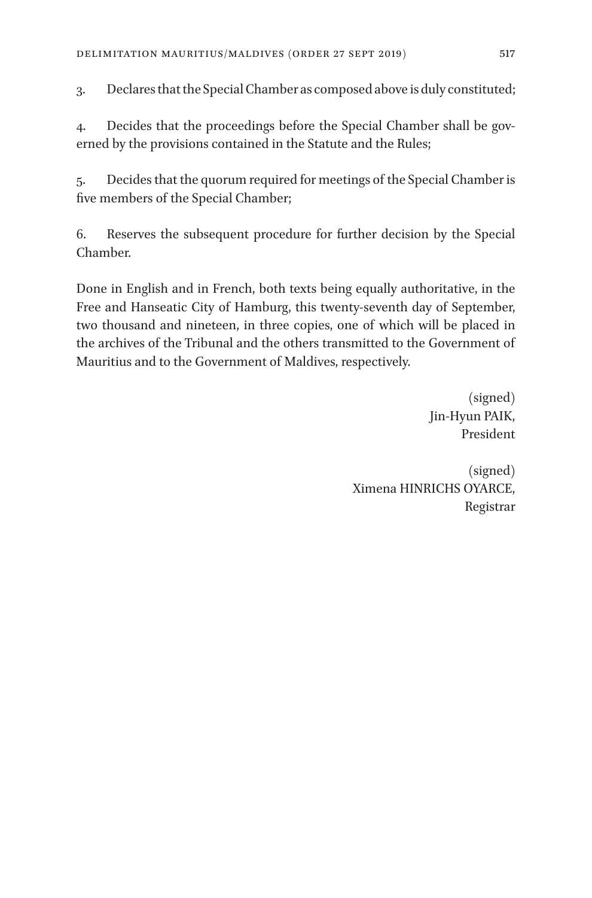3. Declares that the Special Chamber as composed above is duly constituted;

4. Decides that the proceedings before the Special Chamber shall be governed by the provisions contained in the Statute and the Rules;

5. Decides that the quorum required for meetings of the Special Chamber is five members of the Special Chamber;

6. Reserves the subsequent procedure for further decision by the Special Chamber.

Done in English and in French, both texts being equally authoritative, in the Free and Hanseatic City of Hamburg, this twenty-seventh day of September, two thousand and nineteen, in three copies, one of which will be placed in the archives of the Tribunal and the others transmitted to the Government of Mauritius and to the Government of Maldives, respectively.

(signed)
Jin-Hyun PAIK,
President

(signed)
Ximena HINRICHS OYARCE,
Registrar